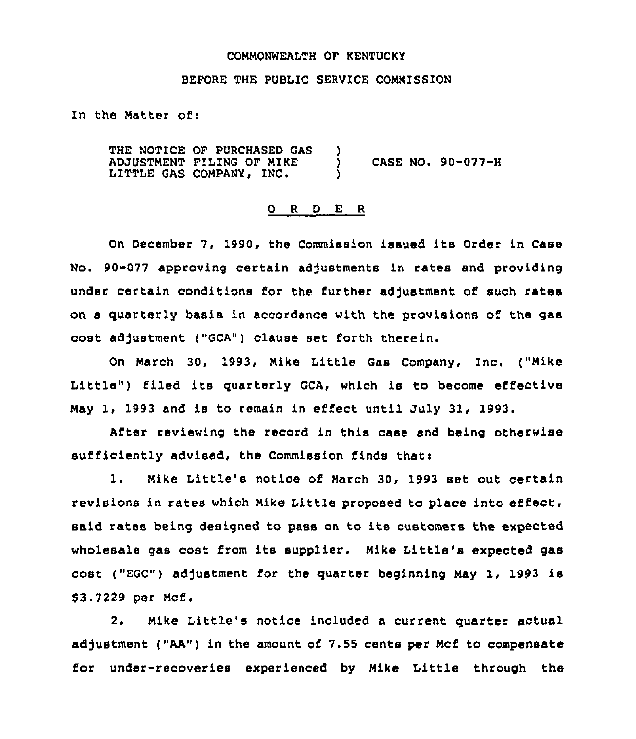COMMONWEALTH OF KENTUCKY

BEFORE THE PUBLIC SERVICE COMMISSION

In the Matter of:

THE NOTICE OF PURCHASED GAS ADJUSTMENT FILING OF MIKE LITTLE GAS COMPANY, INC. ) CASE NO. 90-077-H

O R D E R

On December 7, 1990, the Commission issued its Order in Case No. 90-077 approving certain adjustments in rates and providing under certain conditions for the further adjustment of such rates on a quarterly basis in accordance with the provisions of the gas cost adjustment ("GCA") clause set forth therein.

On March 30, 1993, Mike Little Gas Company, Inc. ("Mike Little") filed its quarterly GCA, which is to become effective May 1, 1993 and is to remain in effect until July 31, 1993.

After reviewing the record in this case and being otherwise sufficiently advised, the Commission finds that:

1. Mike Little's notice of March 30, 1993 set out certain revisions in rates which Mike Little proposed to place into effect, said rates being designed to pass on to its customers the expected wholesale gas cost from its supplier. Mike Little's expected gas cost ("EGC") adjustment for the quarter beginning May 1, 1993 is $3.7229 per Mcf.

2. Mike Little's notice included a current quarter actual adjustment ("AA") in the amount of 7.55 cents per Mcf to compensate for under-recoveries experienced by Mike Little through the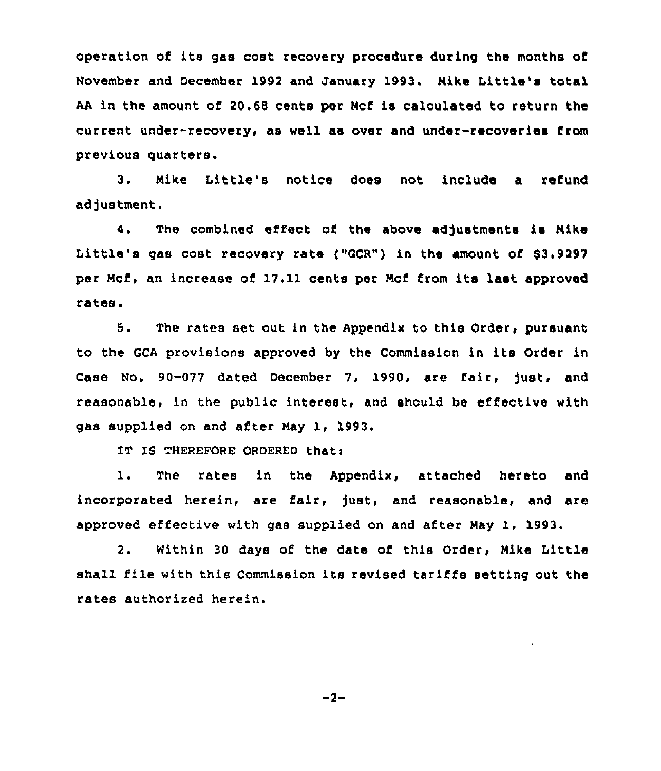operation of its gas cost recovery procedure during the months of November and December 1992 and January 1993. Mike Little's total AA in the amount of 20.68 cents per Mcf is calculated to return the current under-recovery, as well as over and under-recoveries from previous quarters.

3. Mike Little's notice does not include a refund adjustment.

4. The combined effect of the above adjustments is Mike Little's gas cost recovery rate ("GCR") in the amount of $3.9297 per Mcf, an increase of 17.11 cents per Mcf from its last approved rates.

5. The rates set out in the Appendix to this Order, pursuant to the GCA provisions approved by the Commission in its Order in Case No. 90-077 dated December 7, 1990, are fair, just, and reasonable, in the public interest, and should be effective with gas supplied on and after May 1, 1993.

IT IS THEREFORE ORDERED that:

1. The rates in the Appendix, attached hereto and incorporated herein, are fair, just, and reasonable, and are approved effective with gas supplied on and after May 1, 1993.

2. Within 30 days of the date of this Order, Mike Little shall file with this Commission its revised tariffs setting out the rates authorized herein.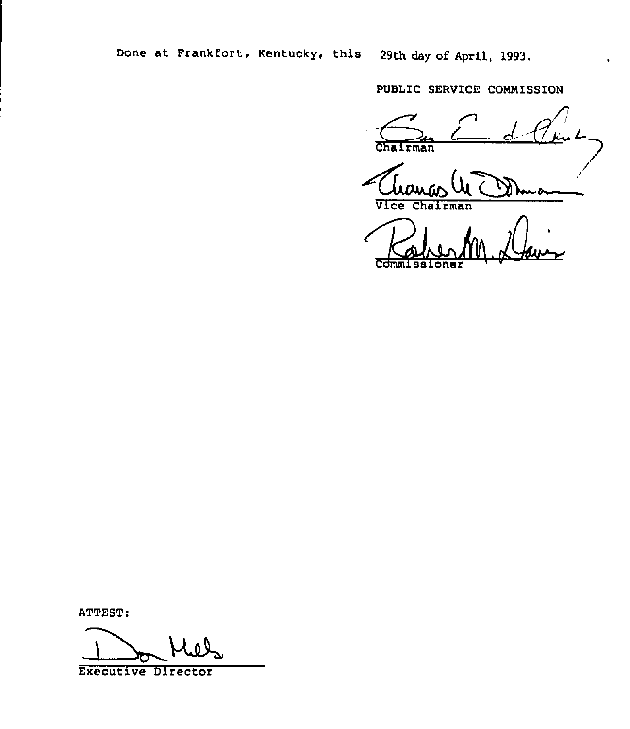Done at Frankfort, Kentucky, this 29th day of April, 1993.

PUBLIC SERVICE COMMISSION

Chairman

Vice Chairman

Commissioner

ATTEST:

Executive Director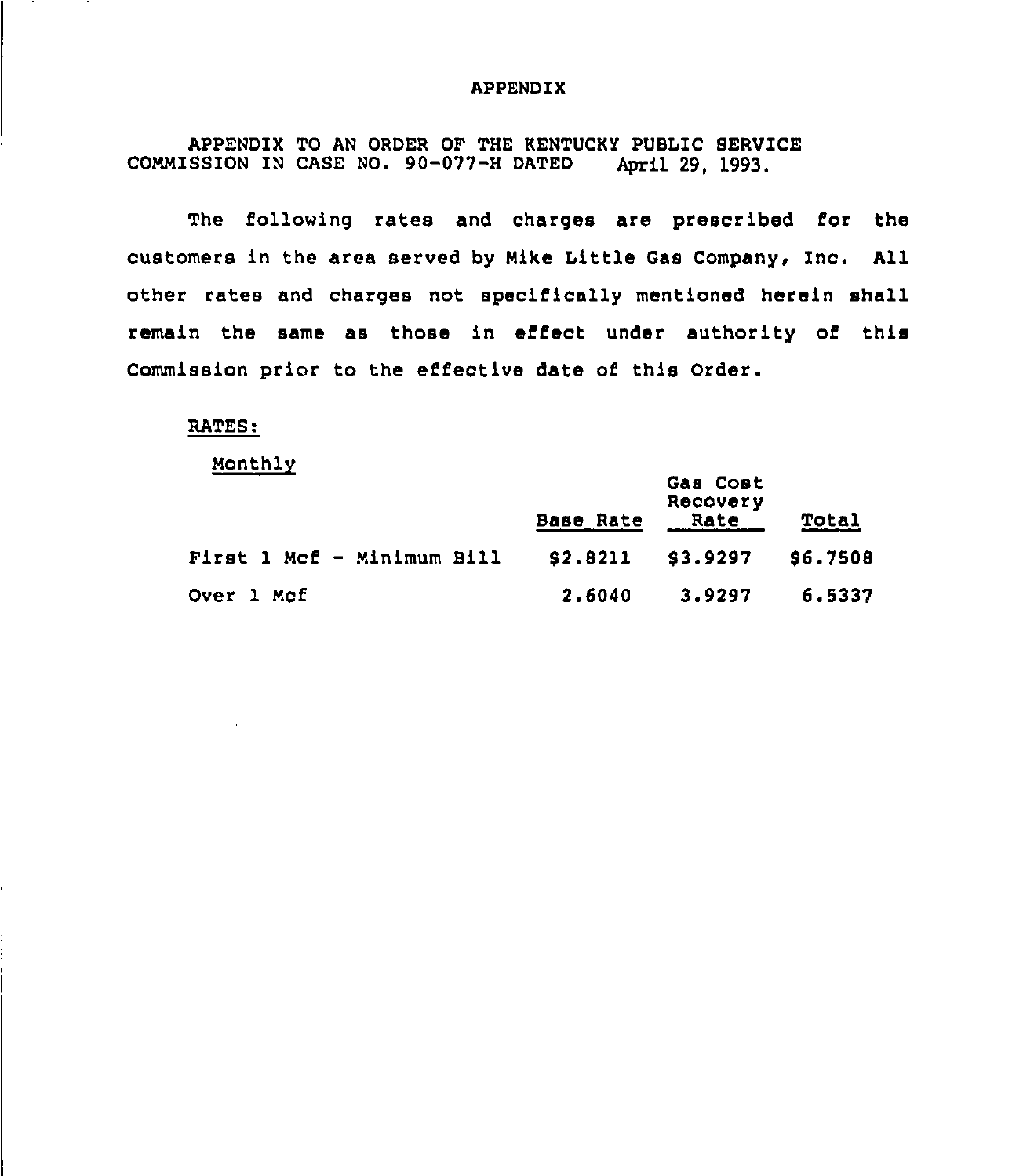# APPENDIX

APPENDIX TO AN ORDER OF THE KENTUCKY PUBLIC SERVICE COMMISSION IN CASE NO. 90-077-H DATED April 29, 1993.

The following rates and charges are prescribed for the customers in the area served by Mike Little Gas Company, Inc. All other rates and charges not specifically mentioned herein shall remain the same as those in effect under authority of this Commission prior to the effective date of this Order.

RATES:

Monthly

| | Base Rate | Gas Cost Recovery Rate | Total |
|---|---|---|---|
| First 1 Mcf - Minimum Bill | $2.8211 | $3.9297 | $6.7508 |
| Over 1 Mcf | 2.6040 | 3.9297 | 6.5337 |